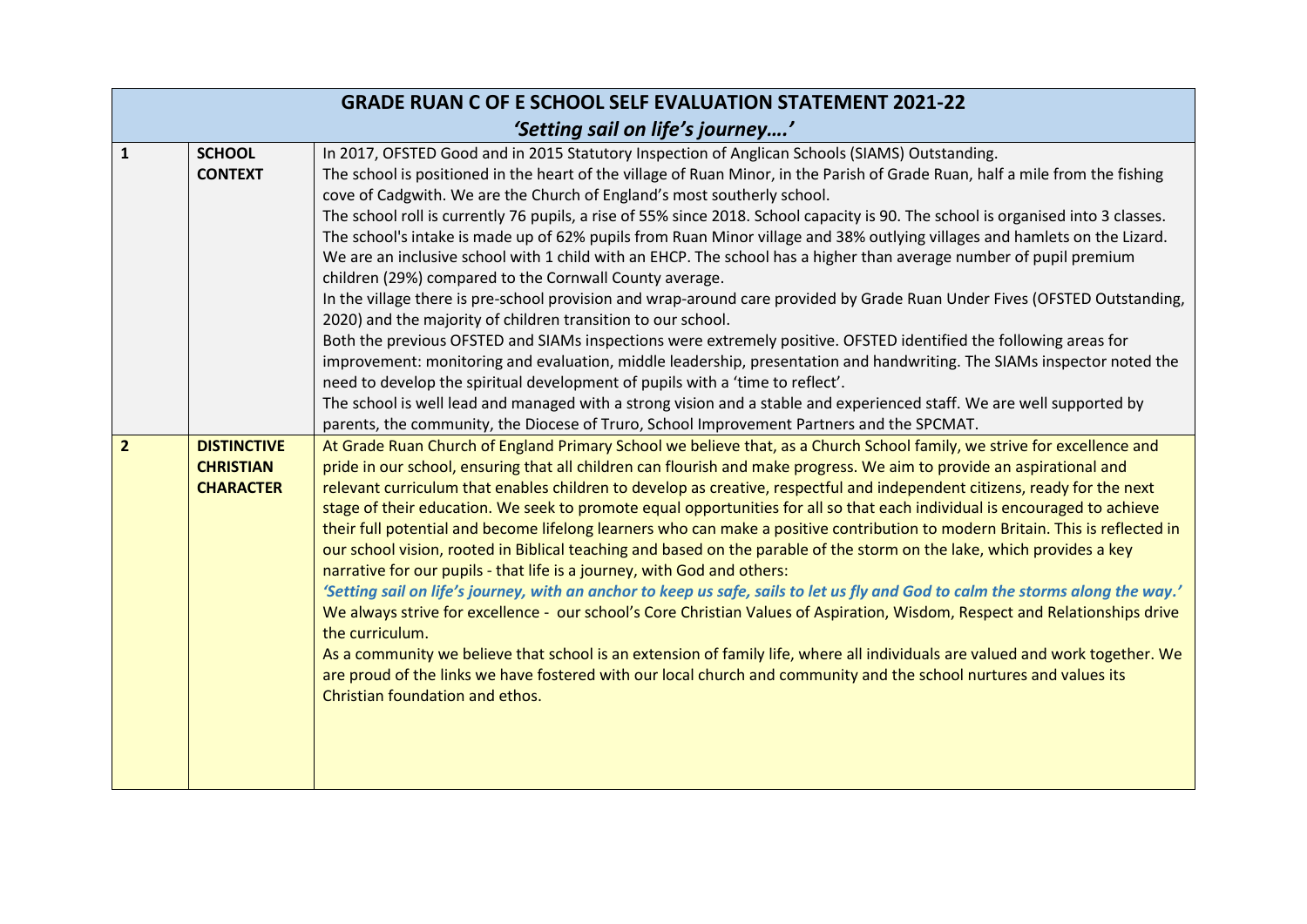# GRADE RUAN C OF E SCHOOL SELF EVALUATION STATEMENT 2021-22

*'Setting sail on life's journey….'*

| | | |
|---|---|---|
| **1** | **SCHOOL CONTEXT** | In 2017, OFSTED Good and in 2015 Statutory Inspection of Anglican Schools (SIAMS) Outstanding.<br>The school is positioned in the heart of the village of Ruan Minor, in the Parish of Grade Ruan, half a mile from the fishing cove of Cadgwith. We are the Church of England's most southerly school.<br>The school roll is currently 76 pupils, a rise of 55% since 2018. School capacity is 90. The school is organised into 3 classes.<br>The school's intake is made up of 62% pupils from Ruan Minor village and 38% outlying villages and hamlets on the Lizard.<br>We are an inclusive school with 1 child with an EHCP. The school has a higher than average number of pupil premium children (29%) compared to the Cornwall County average.<br>In the village there is pre-school provision and wrap-around care provided by Grade Ruan Under Fives (OFSTED Outstanding, 2020) and the majority of children transition to our school.<br>Both the previous OFSTED and SIAMs inspections were extremely positive. OFSTED identified the following areas for improvement: monitoring and evaluation, middle leadership, presentation and handwriting. The SIAMs inspector noted the need to develop the spiritual development of pupils with a 'time to reflect'.<br>The school is well lead and managed with a strong vision and a stable and experienced staff. We are well supported by parents, the community, the Diocese of Truro, School Improvement Partners and the SPCMAT. |
| **2** | **DISTINCTIVE CHRISTIAN CHARACTER** | At Grade Ruan Church of England Primary School we believe that, as a Church School family, we strive for excellence and pride in our school, ensuring that all children can flourish and make progress. We aim to provide an aspirational and relevant curriculum that enables children to develop as creative, respectful and independent citizens, ready for the next stage of their education. We seek to promote equal opportunities for all so that each individual is encouraged to achieve their full potential and become lifelong learners who can make a positive contribution to modern Britain. This is reflected in our school vision, rooted in Biblical teaching and based on the parable of the storm on the lake, which provides a key narrative for our pupils - that life is a journey, with God and others:<br>***'Setting sail on life's journey, with an anchor to keep us safe, sails to let us fly and God to calm the storms along the way.'***<br>We always strive for excellence - our school's Core Christian Values of Aspiration, Wisdom, Respect and Relationships drive the curriculum.<br>As a community we believe that school is an extension of family life, where all individuals are valued and work together. We are proud of the links we have fostered with our local church and community and the school nurtures and values its Christian foundation and ethos. |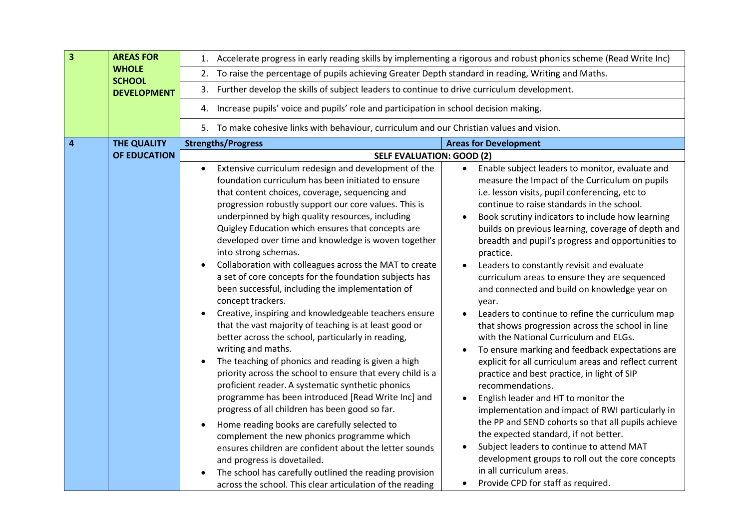| | | | |
|---|---|---|---|
| **3** | **AREAS FOR WHOLE SCHOOL DEVELOPMENT** | 1. Accelerate progress in early reading skills by implementing a rigorous and robust phonics scheme (Read Write Inc)<br>2. To raise the percentage of pupils achieving Greater Depth standard in reading, Writing and Maths.<br>3. Further develop the skills of subject leaders to continue to drive curriculum development.<br>4. Increase pupils' voice and pupils' role and participation in school decision making.<br>5. To make cohesive links with behaviour, curriculum and our Christian values and vision. | |
| **4** | **THE QUALITY OF EDUCATION** | **Strengths/Progress** | **Areas for Development** |
| | | **SELF EVALUATION: GOOD (2)** | |
| | | • Extensive curriculum redesign and development of the foundation curriculum has been initiated to ensure that content choices, coverage, sequencing and progression robustly support our core values. This is underpinned by high quality resources, including Quigley Education which ensures that concepts are developed over time and knowledge is woven together into strong schemas.<br>• Collaboration with colleagues across the MAT to create a set of core concepts for the foundation subjects has been successful, including the implementation of concept trackers.<br>• Creative, inspiring and knowledgeable teachers ensure that the vast majority of teaching is at least good or better across the school, particularly in reading, writing and maths.<br>• The teaching of phonics and reading is given a high priority across the school to ensure that every child is a proficient reader. A systematic synthetic phonics programme has been introduced [Read Write Inc] and progress of all children has been good so far.<br>• Home reading books are carefully selected to complement the new phonics programme which ensures children are confident about the letter sounds and progress is dovetailed.<br>• The school has carefully outlined the reading provision across the school. This clear articulation of the reading | • Enable subject leaders to monitor, evaluate and measure the Impact of the Curriculum on pupils i.e. lesson visits, pupil conferencing, etc to continue to raise standards in the school.<br>• Book scrutiny indicators to include how learning builds on previous learning, coverage of depth and breadth and pupil's progress and opportunities to practice.<br>• Leaders to constantly revisit and evaluate curriculum areas to ensure they are sequenced and connected and build on knowledge year on year.<br>• Leaders to continue to refine the curriculum map that shows progression across the school in line with the National Curriculum and ELGs.<br>• To ensure marking and feedback expectations are explicit for all curriculum areas and reflect current practice and best practice, in light of SIP recommendations.<br>• English leader and HT to monitor the implementation and impact of RWI particularly in the PP and SEND cohorts so that all pupils achieve the expected standard, if not better.<br>• Subject leaders to continue to attend MAT development groups to roll out the core concepts in all curriculum areas.<br>• Provide CPD for staff as required. |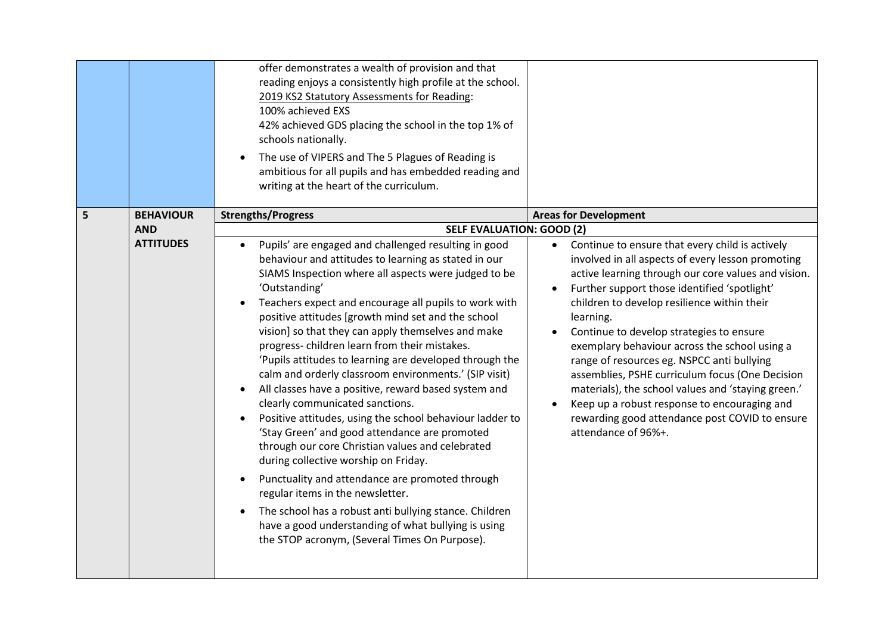| | | | |
|---|---|---|---|
| | | offer demonstrates a wealth of provision and that reading enjoys a consistently high profile at the school.<br>2019 KS2 Statutory Assessments for Reading:<br>100% achieved EXS<br>42% achieved GDS placing the school in the top 1% of schools nationally.<br>• The use of VIPERS and The 5 Plagues of Reading is ambitious for all pupils and has embedded reading and writing at the heart of the curriculum. | |
| **5** | **BEHAVIOUR AND ATTITUDES** | **Strengths/Progress** | **Areas for Development** |
| | | **SELF EVALUATION: GOOD (2)** | |
| | | • Pupils' are engaged and challenged resulting in good behaviour and attitudes to learning as stated in our SIAMS Inspection where all aspects were judged to be 'Outstanding'<br>• Teachers expect and encourage all pupils to work with positive attitudes [growth mind set and the school vision] so that they can apply themselves and make progress- children learn from their mistakes.<br>'Pupils attitudes to learning are developed through the calm and orderly classroom environments.' (SIP visit)<br>• All classes have a positive, reward based system and clearly communicated sanctions.<br>• Positive attitudes, using the school behaviour ladder to 'Stay Green' and good attendance are promoted through our core Christian values and celebrated during collective worship on Friday.<br>• Punctuality and attendance are promoted through regular items in the newsletter.<br>• The school has a robust anti bullying stance. Children have a good understanding of what bullying is using the STOP acronym, (Several Times On Purpose). | • Continue to ensure that every child is actively involved in all aspects of every lesson promoting active learning through our core values and vision.<br>• Further support those identified 'spotlight' children to develop resilience within their learning.<br>• Continue to develop strategies to ensure exemplary behaviour across the school using a range of resources eg. NSPCC anti bullying assemblies, PSHE curriculum focus (One Decision materials), the school values and 'staying green.'<br>• Keep up a robust response to encouraging and rewarding good attendance post COVID to ensure attendance of 96%+. |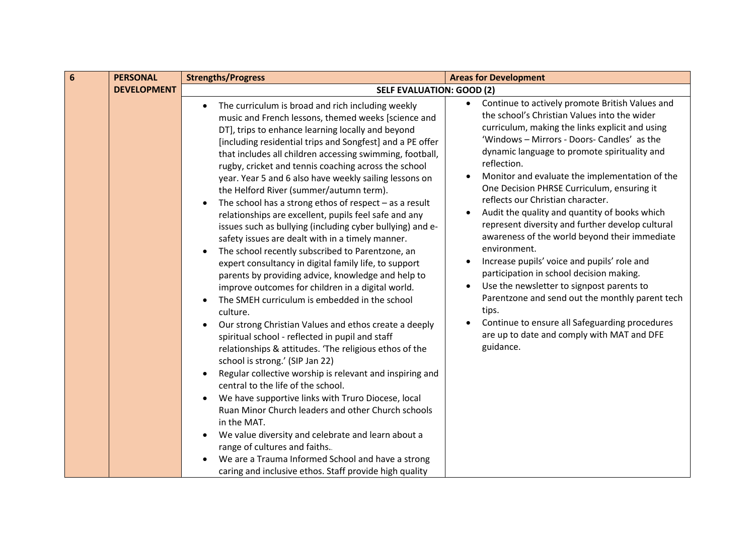| 6 | PERSONAL DEVELOPMENT | Strengths/Progress | Areas for Development |
|---|---|---|---|
| | | SELF EVALUATION: GOOD (2) | |
| | | • The curriculum is broad and rich including weekly music and French lessons, themed weeks [science and DT], trips to enhance learning locally and beyond [including residential trips and Songfest] and a PE offer that includes all children accessing swimming, football, rugby, cricket and tennis coaching across the school year. Year 5 and 6 also have weekly sailing lessons on the Helford River (summer/autumn term).<br>• The school has a strong ethos of respect – as a result relationships are excellent, pupils feel safe and any issues such as bullying (including cyber bullying) and e-safety issues are dealt with in a timely manner.<br>• The school recently subscribed to Parentzone, an expert consultancy in digital family life, to support parents by providing advice, knowledge and help to improve outcomes for children in a digital world.<br>• The SMEH curriculum is embedded in the school culture.<br>• Our strong Christian Values and ethos create a deeply spiritual school - reflected in pupil and staff relationships & attitudes. 'The religious ethos of the school is strong.' (SIP Jan 22)<br>• Regular collective worship is relevant and inspiring and central to the life of the school.<br>• We have supportive links with Truro Diocese, local Ruan Minor Church leaders and other Church schools in the MAT.<br>• We value diversity and celebrate and learn about a range of cultures and faiths..<br>• We are a Trauma Informed School and have a strong caring and inclusive ethos. Staff provide high quality | • Continue to actively promote British Values and the school's Christian Values into the wider curriculum, making the links explicit and using 'Windows – Mirrors - Doors- Candles' as the dynamic language to promote spirituality and reflection.<br>• Monitor and evaluate the implementation of the One Decision PHRSE Curriculum, ensuring it reflects our Christian character.<br>• Audit the quality and quantity of books which represent diversity and further develop cultural awareness of the world beyond their immediate environment.<br>• Increase pupils' voice and pupils' role and participation in school decision making.<br>• Use the newsletter to signpost parents to Parentzone and send out the monthly parent tech tips.<br>• Continue to ensure all Safeguarding procedures are up to date and comply with MAT and DFE guidance. |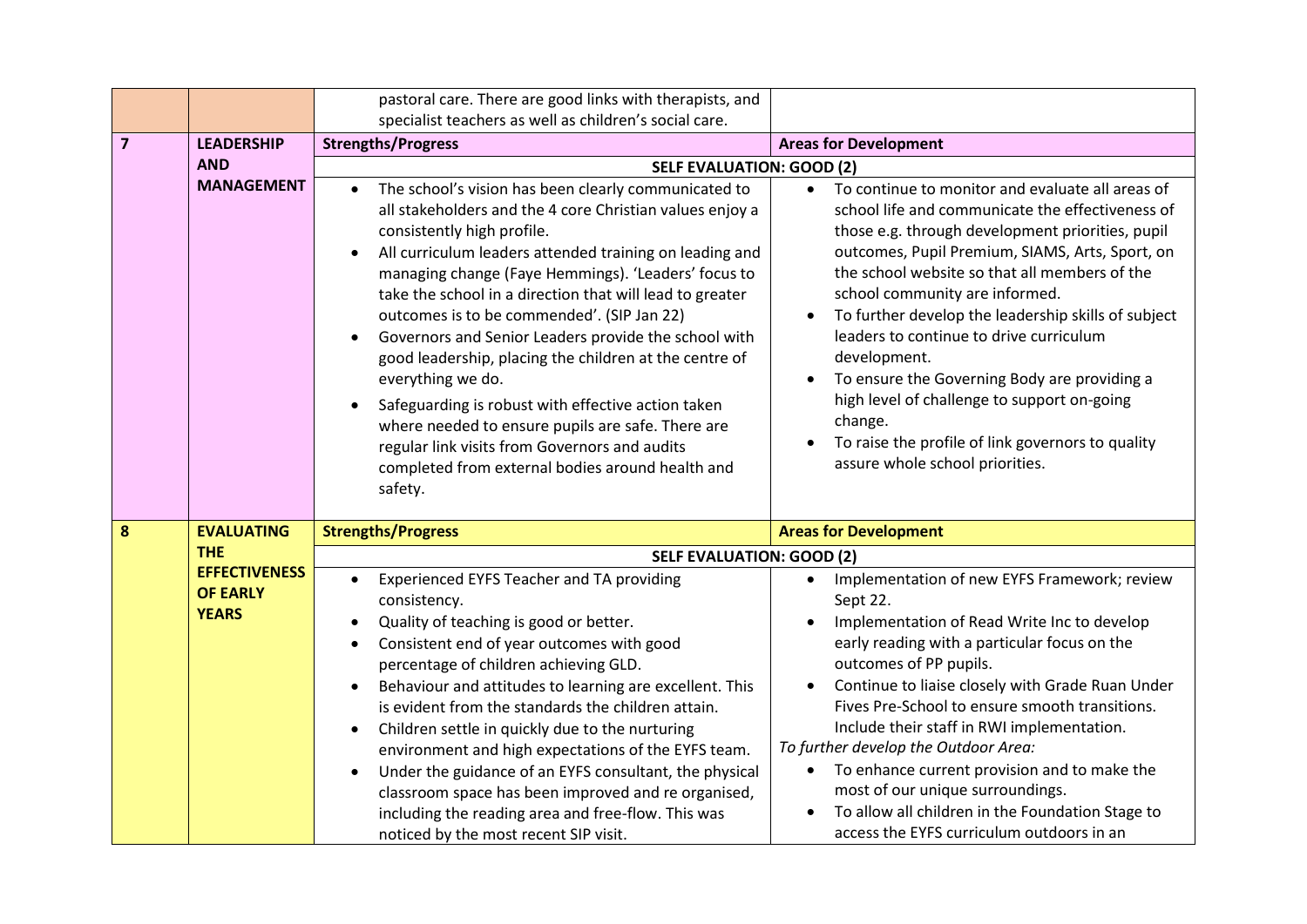| | | | |
|---|---|---|---|
| | | pastoral care. There are good links with therapists, and specialist teachers as well as children's social care. | |
| **7** | **LEADERSHIP AND MANAGEMENT** | **Strengths/Progress** | **Areas for Development** |
| | | **SELF EVALUATION: GOOD (2)** | |
| | | • The school's vision has been clearly communicated to all stakeholders and the 4 core Christian values enjoy a consistently high profile.<br>• All curriculum leaders attended training on leading and managing change (Faye Hemmings). 'Leaders' focus to take the school in a direction that will lead to greater outcomes is to be commended'. (SIP Jan 22)<br>• Governors and Senior Leaders provide the school with good leadership, placing the children at the centre of everything we do.<br>• Safeguarding is robust with effective action taken where needed to ensure pupils are safe. There are regular link visits from Governors and audits completed from external bodies around health and safety. | • To continue to monitor and evaluate all areas of school life and communicate the effectiveness of those e.g. through development priorities, pupil outcomes, Pupil Premium, SIAMS, Arts, Sport, on the school website so that all members of the school community are informed.<br>• To further develop the leadership skills of subject leaders to continue to drive curriculum development.<br>• To ensure the Governing Body are providing a high level of challenge to support on-going change.<br>• To raise the profile of link governors to quality assure whole school priorities. |
| **8** | **EVALUATING THE EFFECTIVENESS OF EARLY YEARS** | **Strengths/Progress** | **Areas for Development** |
| | | **SELF EVALUATION: GOOD (2)** | |
| | | • Experienced EYFS Teacher and TA providing consistency.<br>• Quality of teaching is good or better.<br>• Consistent end of year outcomes with good percentage of children achieving GLD.<br>• Behaviour and attitudes to learning are excellent. This is evident from the standards the children attain.<br>• Children settle in quickly due to the nurturing environment and high expectations of the EYFS team.<br>• Under the guidance of an EYFS consultant, the physical classroom space has been improved and re organised, including the reading area and free-flow. This was noticed by the most recent SIP visit. | • Implementation of new EYFS Framework; review Sept 22.<br>• Implementation of Read Write Inc to develop early reading with a particular focus on the outcomes of PP pupils.<br>• Continue to liaise closely with Grade Ruan Under Fives Pre-School to ensure smooth transitions. Include their staff in RWI implementation.<br>*To further develop the Outdoor Area:*<br>• To enhance current provision and to make the most of our unique surroundings.<br>• To allow all children in the Foundation Stage to access the EYFS curriculum outdoors in an |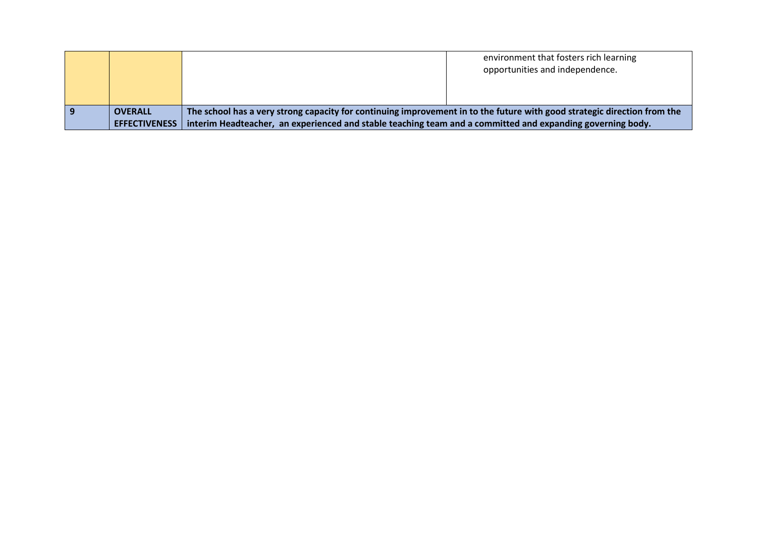| | | | |
|---|---|---|---|
| | | | environment that fosters rich learning opportunities and independence. |
| 9 | **OVERALL EFFECTIVENESS** | **The school has a very strong capacity for continuing improvement in to the future with good strategic direction from the interim Headteacher,  an experienced and stable teaching team and a committed and expanding governing body.** | |